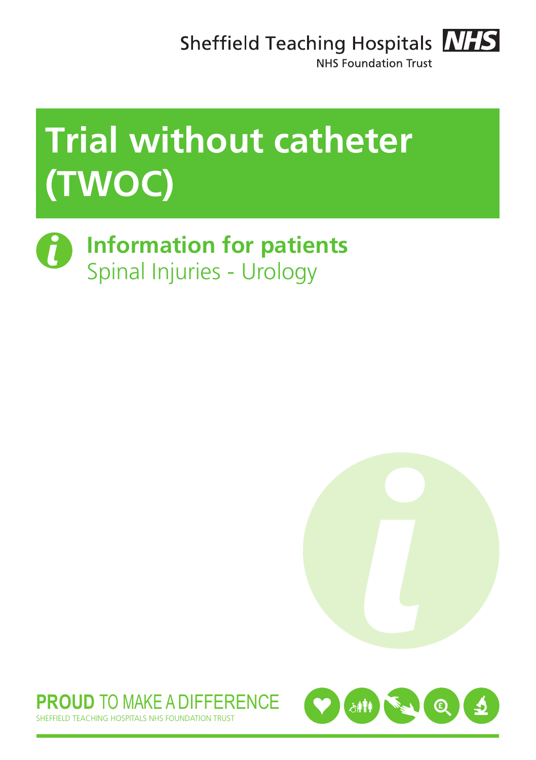Sheffield Teaching Hospitals NHS Foundation Trust

# Trial without catheter (TWOC)

## Information for patients

Spinal Injuries - Urology

**PROUD** TO MAKE A DIFFERENCE

SHEFFIELD TEACHING HOSPITALS NHS FOUNDATION TRUST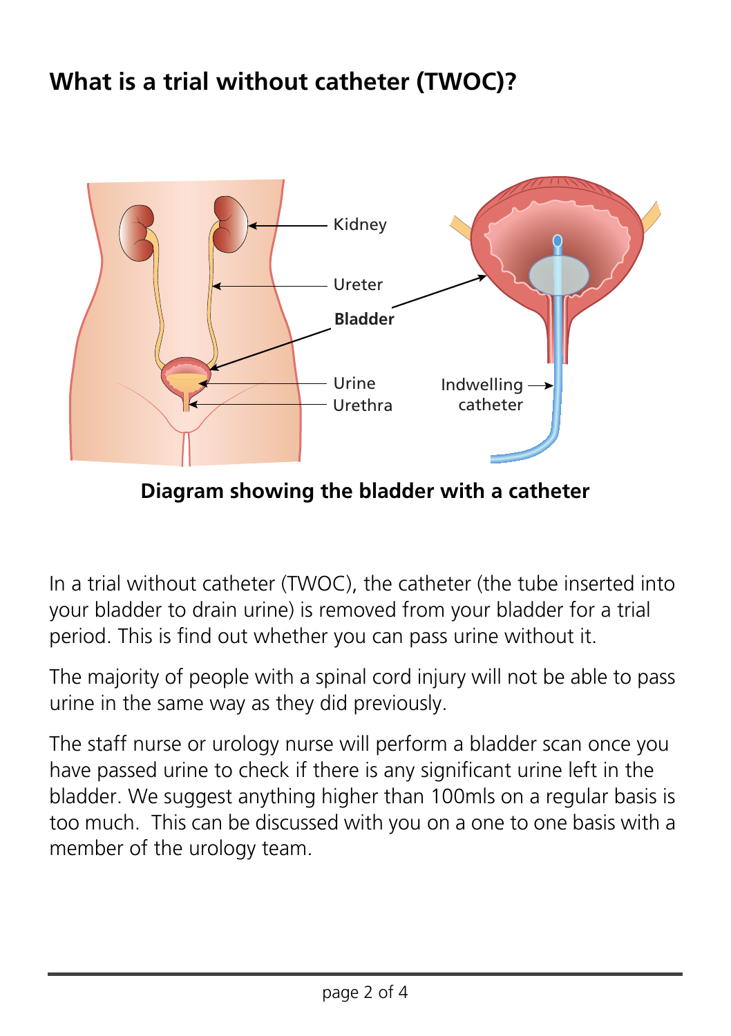## What is a trial without catheter (TWOC)?

Kidney

Ureter

**Bladder**

Urine

Urethra

Indwelling catheter

**Diagram showing the bladder with a catheter**

In a trial without catheter (TWOC), the catheter (the tube inserted into your bladder to drain urine) is removed from your bladder for a trial period. This is find out whether you can pass urine without it.

The majority of people with a spinal cord injury will not be able to pass urine in the same way as they did previously.

The staff nurse or urology nurse will perform a bladder scan once you have passed urine to check if there is any significant urine left in the bladder. We suggest anything higher than 100mls on a regular basis is too much. This can be discussed with you on a one to one basis with a member of the urology team.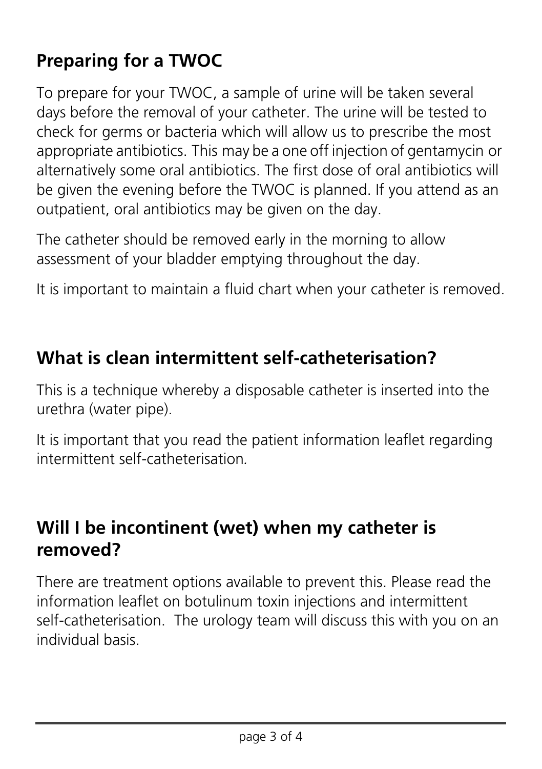## Preparing for a TWOC

To prepare for your TWOC, a sample of urine will be taken several days before the removal of your catheter. The urine will be tested to check for germs or bacteria which will allow us to prescribe the most appropriate antibiotics. This may be a one off injection of gentamycin or alternatively some oral antibiotics. The first dose of oral antibiotics will be given the evening before the TWOC is planned. If you attend as an outpatient, oral antibiotics may be given on the day.

The catheter should be removed early in the morning to allow assessment of your bladder emptying throughout the day.

It is important to maintain a fluid chart when your catheter is removed.

## What is clean intermittent self-catheterisation?

This is a technique whereby a disposable catheter is inserted into the urethra (water pipe).

It is important that you read the patient information leaflet regarding intermittent self-catheterisation.

## Will I be incontinent (wet) when my catheter is removed?

There are treatment options available to prevent this. Please read the information leaflet on botulinum toxin injections and intermittent self-catheterisation. The urology team will discuss this with you on an individual basis.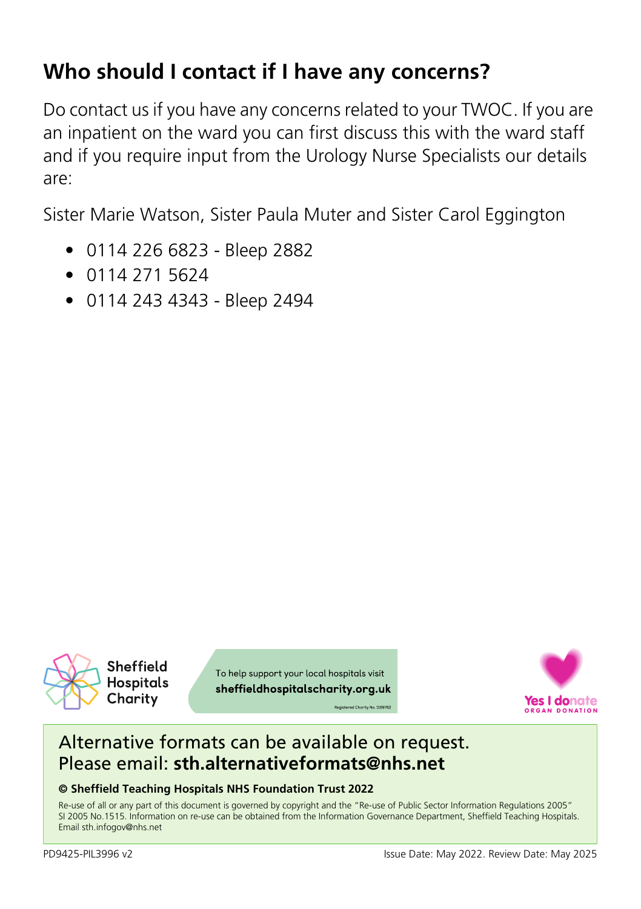## Who should I contact if I have any concerns?

Do contact us if you have any concerns related to your TWOC. If you are an inpatient on the ward you can first discuss this with the ward staff and if you require input from the Urology Nurse Specialists our details are:

Sister Marie Watson, Sister Paula Muter and Sister Carol Eggington

- 0114 226 6823 - Bleep 2882
- 0114 271 5624
- 0114 243 4343 - Bleep 2494

Sheffield Hospitals Charity

To help support your local hospitals visit **sheffieldhospitalscharity.org.uk**

Registered Charity No. 1169762

Yes I donate ORGAN DONATION

Alternative formats can be available on request. Please email: **sth.alternativeformats@nhs.net**

**© Sheffield Teaching Hospitals NHS Foundation Trust 2022**

Re-use of all or any part of this document is governed by copyright and the "Re-use of Public Sector Information Regulations 2005" SI 2005 No.1515. Information on re-use can be obtained from the Information Governance Department, Sheffield Teaching Hospitals. Email sth.infogov@nhs.net

PD9425-PIL3996 v2

Issue Date: May 2022. Review Date: May 2025